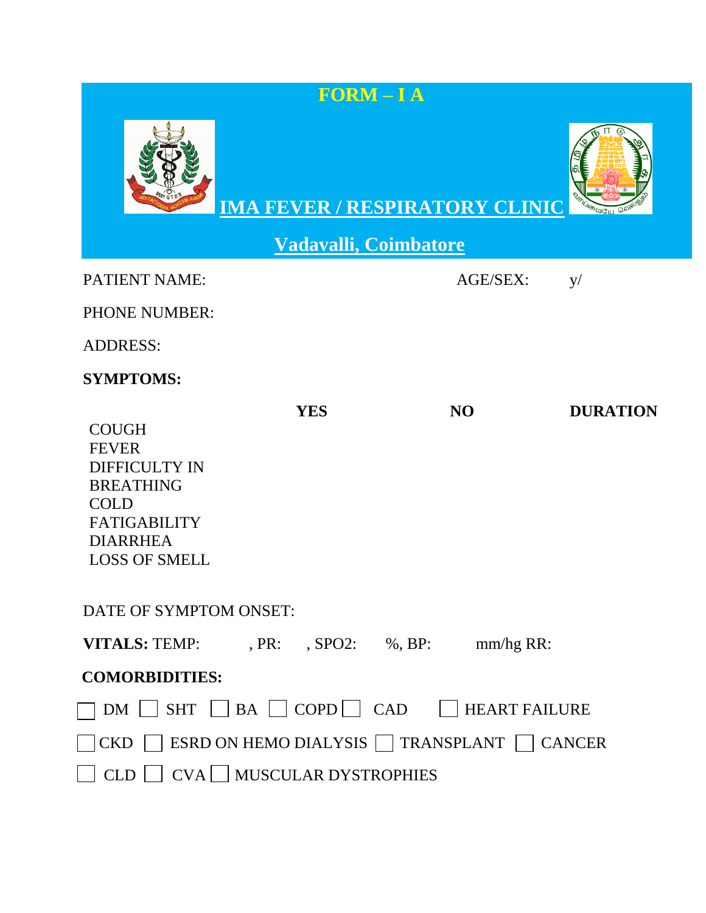# FORM – I A

## IMA FEVER / RESPIRATORY CLINIC

## Vadavalli, Coimbatore

PATIENT NAME: AGE/SEX: y/

PHONE NUMBER:

ADDRESS:

**SYMPTOMS:**

| | YES | NO | DURATION |
|---|---|---|---|
| COUGH | | | |
| FEVER | | | |
| DIFFICULTY IN BREATHING | | | |
| COLD | | | |
| FATIGABILITY | | | |
| DIARRHEA | | | |
| LOSS OF SMELL | | | |

DATE OF SYMPTOM ONSET:

**VITALS:** TEMP: , PR: , SPO2: %, BP: mm/hg RR:

**COMORBIDITIES:**

☐ DM ☐ SHT ☐ BA ☐ COPD ☐ CAD ☐ HEART FAILURE

☐ CKD ☐ ESRD ON HEMO DIALYSIS ☐ TRANSPLANT ☐ CANCER

☐ CLD ☐ CVA ☐ MUSCULAR DYSTROPHIES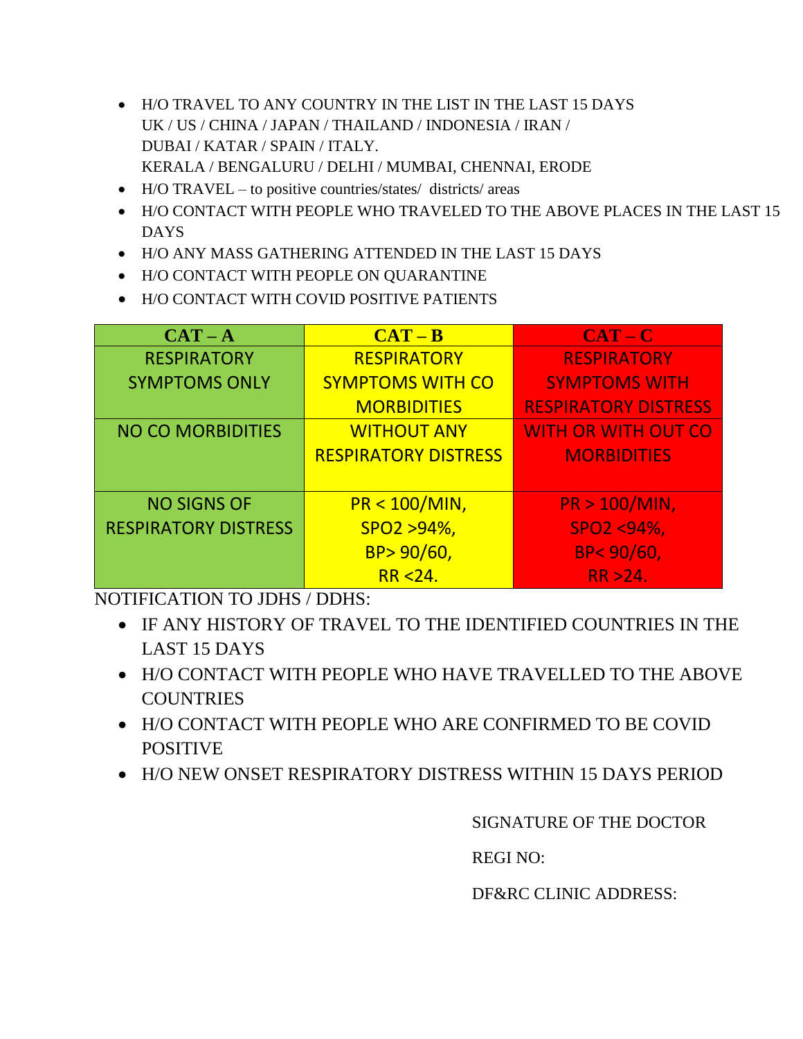- H/O TRAVEL TO ANY COUNTRY IN THE LIST IN THE LAST 15 DAYS
  UK / US / CHINA / JAPAN / THAILAND / INDONESIA / IRAN /
  DUBAI / KATAR / SPAIN / ITALY.
  KERALA / BENGALURU / DELHI / MUMBAI, CHENNAI, ERODE
- H/O TRAVEL – to positive countries/states/ districts/ areas
- H/O CONTACT WITH PEOPLE WHO TRAVELED TO THE ABOVE PLACES IN THE LAST 15 DAYS
- H/O ANY MASS GATHERING ATTENDED IN THE LAST 15 DAYS
- H/O CONTACT WITH PEOPLE ON QUARANTINE
- H/O CONTACT WITH COVID POSITIVE PATIENTS

| **CAT – A** | **CAT – B** | **CAT – C** |
|---|---|---|
| RESPIRATORY SYMPTOMS ONLY | RESPIRATORY SYMPTOMS WITH CO MORBIDITIES | RESPIRATORY SYMPTOMS WITH RESPIRATORY DISTRESS |
| NO CO MORBIDITIES | WITHOUT ANY RESPIRATORY DISTRESS | WITH OR WITH OUT CO MORBIDITIES |
| NO SIGNS OF RESPIRATORY DISTRESS | PR < 100/MIN, SPO2 >94%, BP> 90/60, RR <24. | PR > 100/MIN, SPO2 <94%, BP< 90/60, RR >24. |

NOTIFICATION TO JDHS / DDHS:

- IF ANY HISTORY OF TRAVEL TO THE IDENTIFIED COUNTRIES IN THE LAST 15 DAYS
- H/O CONTACT WITH PEOPLE WHO HAVE TRAVELLED TO THE ABOVE COUNTRIES
- H/O CONTACT WITH PEOPLE WHO ARE CONFIRMED TO BE COVID POSITIVE
- H/O NEW ONSET RESPIRATORY DISTRESS WITHIN 15 DAYS PERIOD

SIGNATURE OF THE DOCTOR

REGI NO:

DF&RC CLINIC ADDRESS: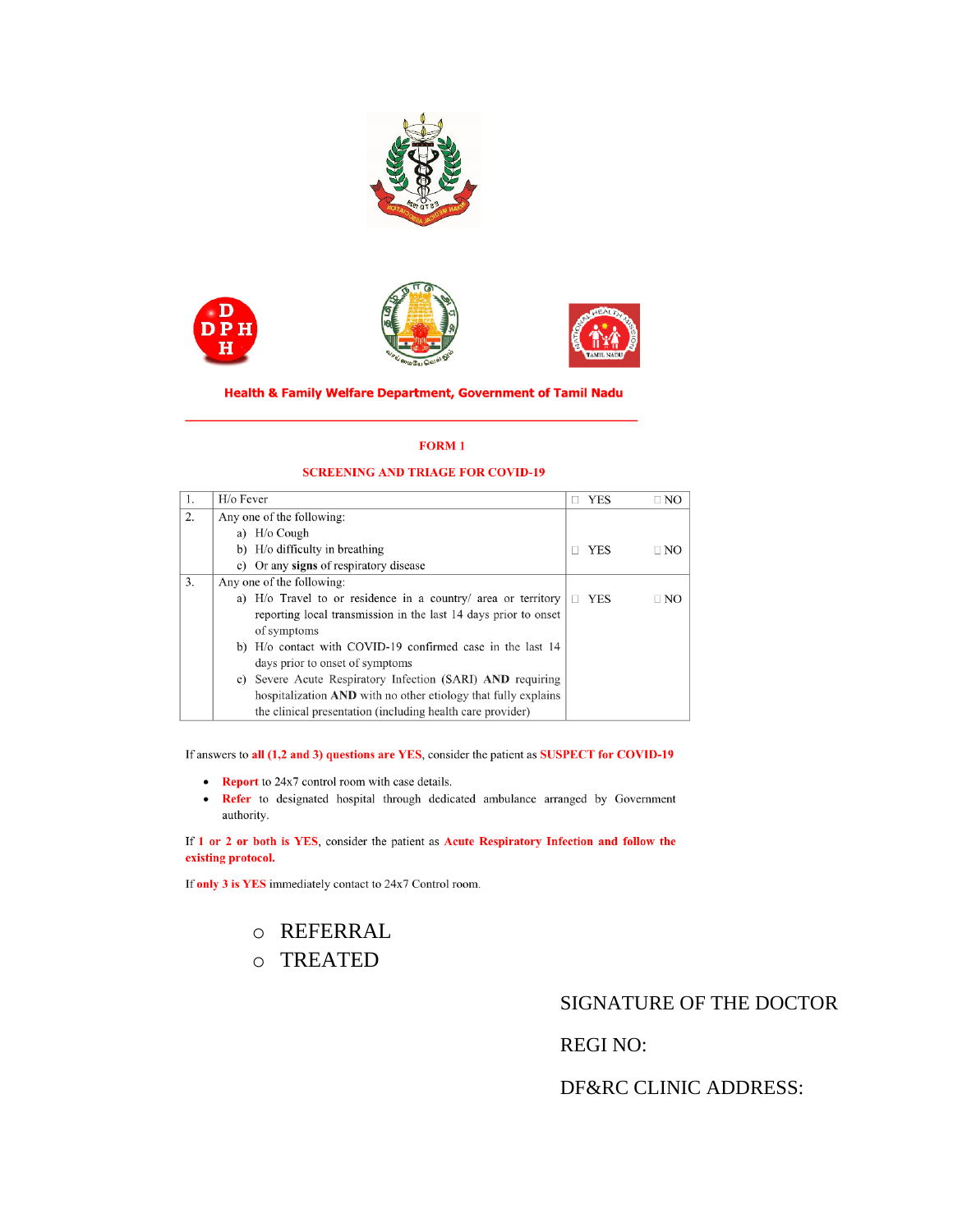**Health & Family Welfare Department, Government of Tamil Nadu**

---

**FORM 1**

**SCREENING AND TRIAGE FOR COVID-19**

| | | | |
|---|---|---|---|
| 1. | H/o Fever | ☐ YES | ☐ NO |
| 2. | Any one of the following:<br>a) H/o Cough<br>b) H/o difficulty in breathing<br>c) Or any **signs** of respiratory disease | ☐ YES | ☐ NO |
| 3. | Any one of the following:<br>a) H/o Travel to or residence in a country/ area or territory reporting local transmission in the last 14 days prior to onset of symptoms<br>b) H/o contact with COVID-19 confirmed case in the last 14 days prior to onset of symptoms<br>c) Severe Acute Respiratory Infection (SARI) **AND** requiring hospitalization **AND** with no other etiology that fully explains the clinical presentation (including health care provider) | ☐ YES | ☐ NO |

If answers to **all (1,2 and 3) questions are YES**, consider the patient as **SUSPECT for COVID-19**

- **Report** to 24x7 control room with case details.
- **Refer** to designated hospital through dedicated ambulance arranged by Government authority.

If **1 or 2 or both is YES**, consider the patient as **Acute Respiratory Infection and follow the existing protocol.**

If **only 3 is YES** immediately contact to 24x7 Control room.

- REFERRAL
- TREATED

SIGNATURE OF THE DOCTOR

REGI NO:

DF&RC CLINIC ADDRESS: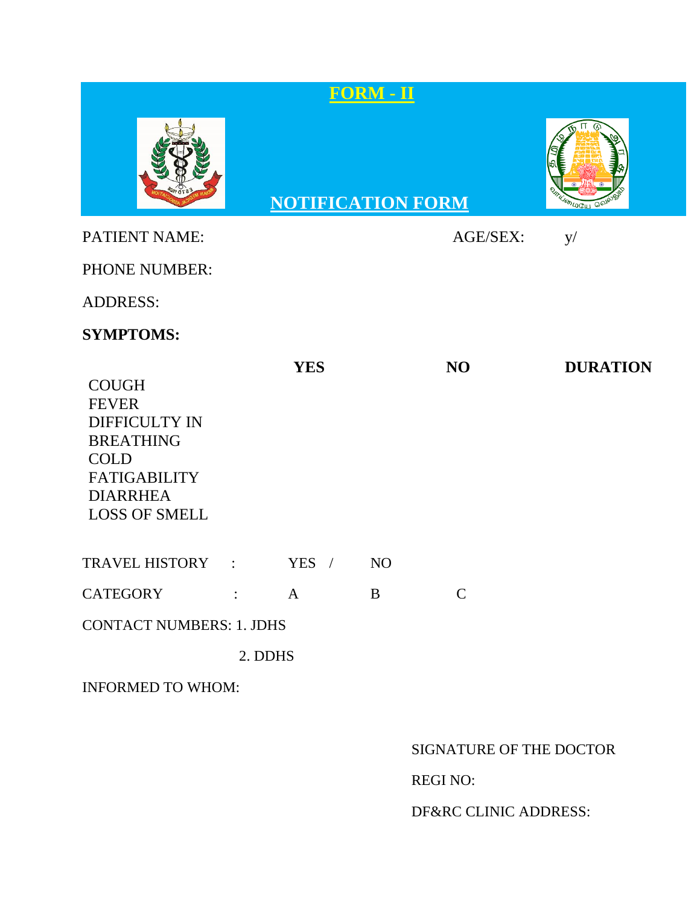# FORM - II

## NOTIFICATION FORM

PATIENT NAME: AGE/SEX: y/

PHONE NUMBER:

ADDRESS:

**SYMPTOMS:**

| | **YES** | **NO** | **DURATION** |
|---|---|---|---|
| COUGH | | | |
| FEVER | | | |
| DIFFICULTY IN BREATHING | | | |
| COLD | | | |
| FATIGABILITY | | | |
| DIARRHEA | | | |
| LOSS OF SMELL | | | |

TRAVEL HISTORY : YES / NO

CATEGORY : A B C

CONTACT NUMBERS: 1. JDHS

2. DDHS

INFORMED TO WHOM:

SIGNATURE OF THE DOCTOR

REGI NO:

DF&RC CLINIC ADDRESS: